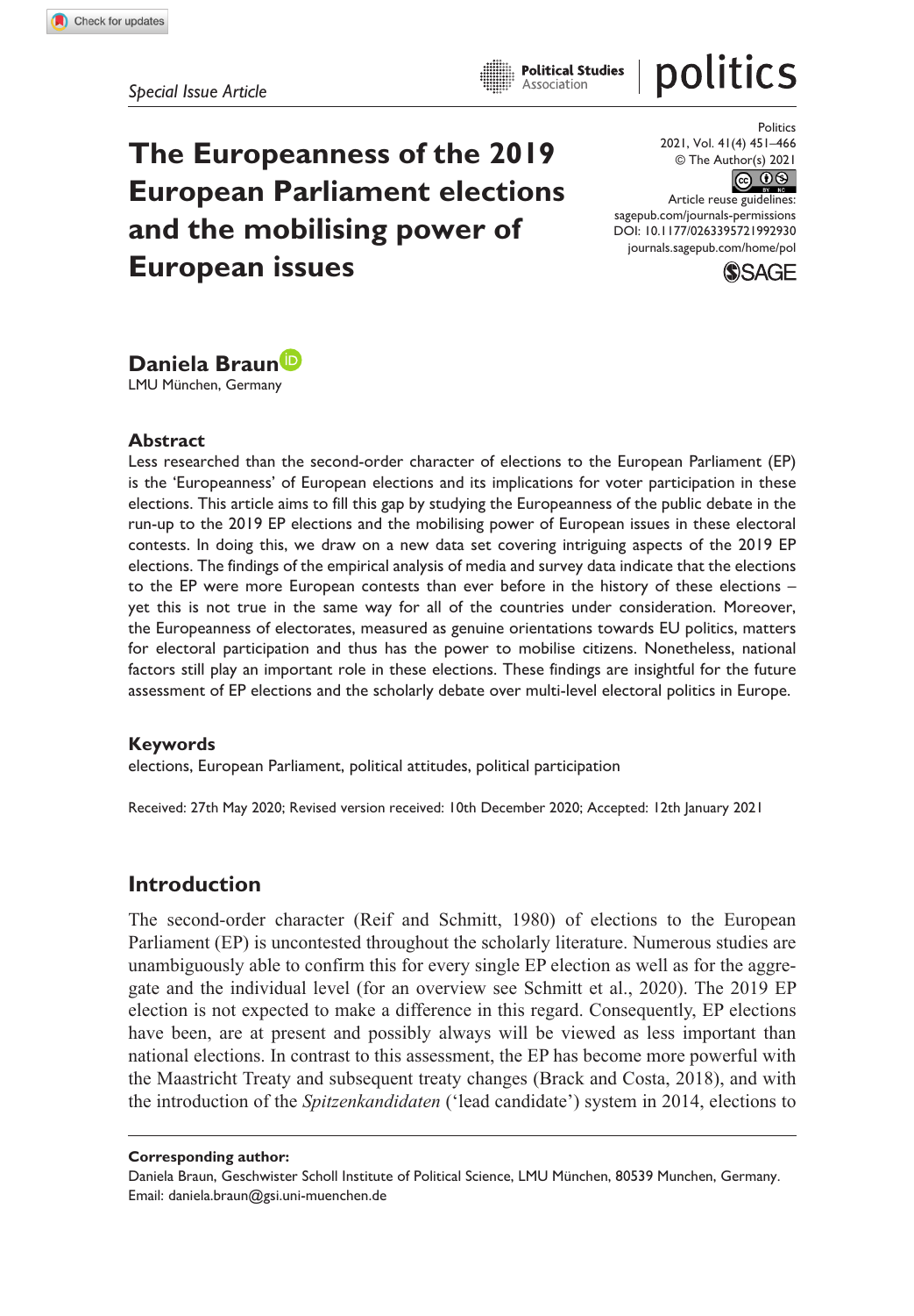Special Issue Article

# The Europeanness of the 2019 European Parliament elections and the mobilising power of European issues

Politics
2021, Vol. 41(4) 451–466
© The Author(s) 2021
Article reuse guidelines:
sagepub.com/journals-permissions
DOI: 10.1177/0263395721992930
journals.sagepub.com/home/pol

**Daniela Braun**
LMU München, Germany

## Abstract

Less researched than the second-order character of elections to the European Parliament (EP) is the 'Europeanness' of European elections and its implications for voter participation in these elections. This article aims to fill this gap by studying the Europeanness of the public debate in the run-up to the 2019 EP elections and the mobilising power of European issues in these electoral contests. In doing this, we draw on a new data set covering intriguing aspects of the 2019 EP elections. The findings of the empirical analysis of media and survey data indicate that the elections to the EP were more European contests than ever before in the history of these elections – yet this is not true in the same way for all of the countries under consideration. Moreover, the Europeanness of electorates, measured as genuine orientations towards EU politics, matters for electoral participation and thus has the power to mobilise citizens. Nonetheless, national factors still play an important role in these elections. These findings are insightful for the future assessment of EP elections and the scholarly debate over multi-level electoral politics in Europe.

## Keywords

elections, European Parliament, political attitudes, political participation

Received: 27th May 2020; Revised version received: 10th December 2020; Accepted: 12th January 2021

## Introduction

The second-order character (Reif and Schmitt, 1980) of elections to the European Parliament (EP) is uncontested throughout the scholarly literature. Numerous studies are unambiguously able to confirm this for every single EP election as well as for the aggregate and the individual level (for an overview see Schmitt et al., 2020). The 2019 EP election is not expected to make a difference in this regard. Consequently, EP elections have been, are at present and possibly always will be viewed as less important than national elections. In contrast to this assessment, the EP has become more powerful with the Maastricht Treaty and subsequent treaty changes (Brack and Costa, 2018), and with the introduction of the *Spitzenkandidaten* ('lead candidate') system in 2014, elections to

**Corresponding author:**
Daniela Braun, Geschwister Scholl Institute of Political Science, LMU München, 80539 Munchen, Germany.
Email: daniela.braun@gsi.uni-muenchen.de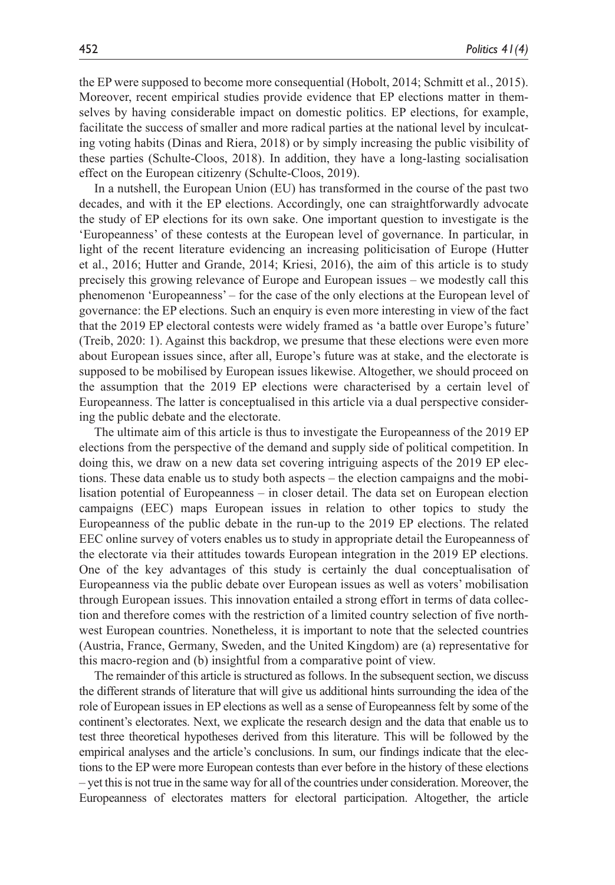the EP were supposed to become more consequential (Hobolt, 2014; Schmitt et al., 2015). Moreover, recent empirical studies provide evidence that EP elections matter in themselves by having considerable impact on domestic politics. EP elections, for example, facilitate the success of smaller and more radical parties at the national level by inculcating voting habits (Dinas and Riera, 2018) or by simply increasing the public visibility of these parties (Schulte-Cloos, 2018). In addition, they have a long-lasting socialisation effect on the European citizenry (Schulte-Cloos, 2019).

In a nutshell, the European Union (EU) has transformed in the course of the past two decades, and with it the EP elections. Accordingly, one can straightforwardly advocate the study of EP elections for its own sake. One important question to investigate is the 'Europeanness' of these contests at the European level of governance. In particular, in light of the recent literature evidencing an increasing politicisation of Europe (Hutter et al., 2016; Hutter and Grande, 2014; Kriesi, 2016), the aim of this article is to study precisely this growing relevance of Europe and European issues – we modestly call this phenomenon 'Europeanness' – for the case of the only elections at the European level of governance: the EP elections. Such an enquiry is even more interesting in view of the fact that the 2019 EP electoral contests were widely framed as 'a battle over Europe's future' (Treib, 2020: 1). Against this backdrop, we presume that these elections were even more about European issues since, after all, Europe's future was at stake, and the electorate is supposed to be mobilised by European issues likewise. Altogether, we should proceed on the assumption that the 2019 EP elections were characterised by a certain level of Europeanness. The latter is conceptualised in this article via a dual perspective considering the public debate and the electorate.

The ultimate aim of this article is thus to investigate the Europeanness of the 2019 EP elections from the perspective of the demand and supply side of political competition. In doing this, we draw on a new data set covering intriguing aspects of the 2019 EP elections. These data enable us to study both aspects – the election campaigns and the mobilisation potential of Europeanness – in closer detail. The data set on European election campaigns (EEC) maps European issues in relation to other topics to study the Europeanness of the public debate in the run-up to the 2019 EP elections. The related EEC online survey of voters enables us to study in appropriate detail the Europeanness of the electorate via their attitudes towards European integration in the 2019 EP elections. One of the key advantages of this study is certainly the dual conceptualisation of Europeanness via the public debate over European issues as well as voters' mobilisation through European issues. This innovation entailed a strong effort in terms of data collection and therefore comes with the restriction of a limited country selection of five northwest European countries. Nonetheless, it is important to note that the selected countries (Austria, France, Germany, Sweden, and the United Kingdom) are (a) representative for this macro-region and (b) insightful from a comparative point of view.

The remainder of this article is structured as follows. In the subsequent section, we discuss the different strands of literature that will give us additional hints surrounding the idea of the role of European issues in EP elections as well as a sense of Europeanness felt by some of the continent's electorates. Next, we explicate the research design and the data that enable us to test three theoretical hypotheses derived from this literature. This will be followed by the empirical analyses and the article's conclusions. In sum, our findings indicate that the elections to the EP were more European contests than ever before in the history of these elections – yet this is not true in the same way for all of the countries under consideration. Moreover, the Europeanness of electorates matters for electoral participation. Altogether, the article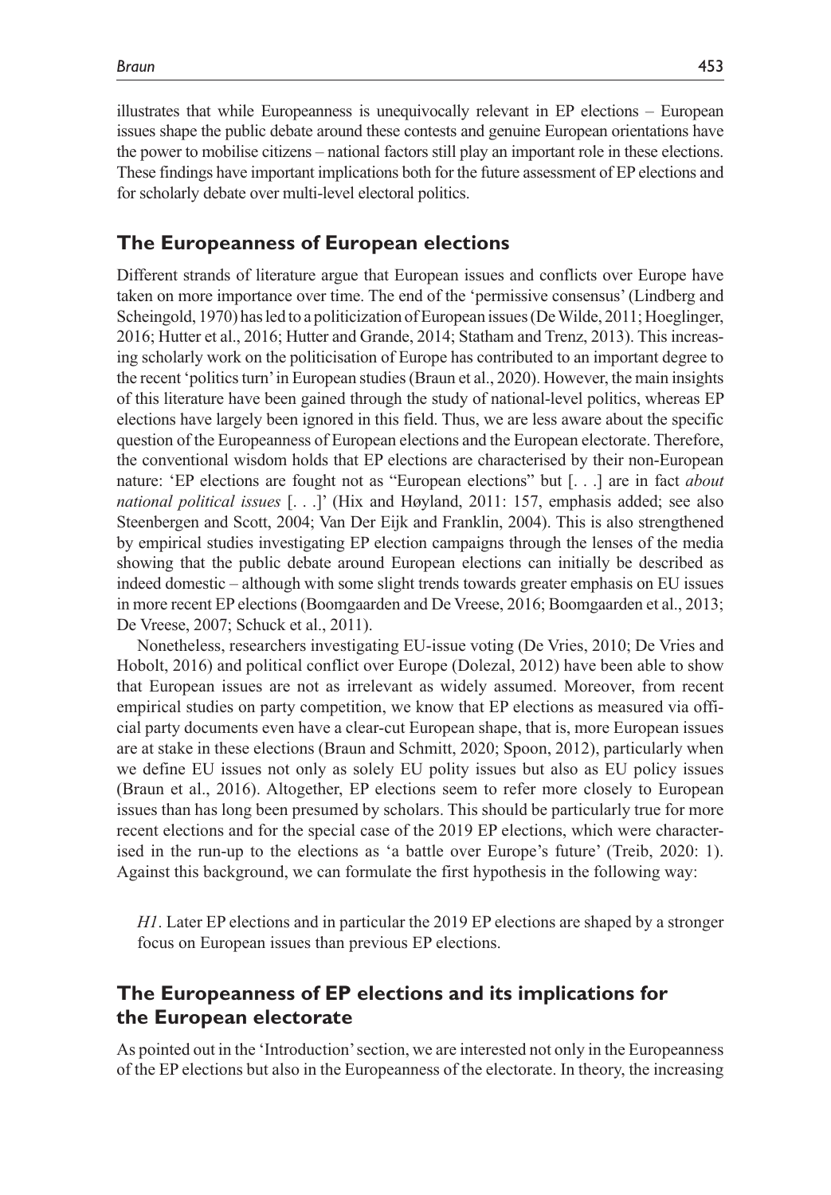illustrates that while Europeanness is unequivocally relevant in EP elections – European issues shape the public debate around these contests and genuine European orientations have the power to mobilise citizens – national factors still play an important role in these elections. These findings have important implications both for the future assessment of EP elections and for scholarly debate over multi-level electoral politics.

## The Europeanness of European elections

Different strands of literature argue that European issues and conflicts over Europe have taken on more importance over time. The end of the 'permissive consensus' (Lindberg and Scheingold, 1970) has led to a politicization of European issues (De Wilde, 2011; Hoeglinger, 2016; Hutter et al., 2016; Hutter and Grande, 2014; Statham and Trenz, 2013). This increasing scholarly work on the politicisation of Europe has contributed to an important degree to the recent 'politics turn' in European studies (Braun et al., 2020). However, the main insights of this literature have been gained through the study of national-level politics, whereas EP elections have largely been ignored in this field. Thus, we are less aware about the specific question of the Europeanness of European elections and the European electorate. Therefore, the conventional wisdom holds that EP elections are characterised by their non-European nature: 'EP elections are fought not as "European elections" but [. . .] are in fact *about national political issues* [. . .]' (Hix and Høyland, 2011: 157, emphasis added; see also Steenbergen and Scott, 2004; Van Der Eijk and Franklin, 2004). This is also strengthened by empirical studies investigating EP election campaigns through the lenses of the media showing that the public debate around European elections can initially be described as indeed domestic – although with some slight trends towards greater emphasis on EU issues in more recent EP elections (Boomgaarden and De Vreese, 2016; Boomgaarden et al., 2013; De Vreese, 2007; Schuck et al., 2011).

Nonetheless, researchers investigating EU-issue voting (De Vries, 2010; De Vries and Hobolt, 2016) and political conflict over Europe (Dolezal, 2012) have been able to show that European issues are not as irrelevant as widely assumed. Moreover, from recent empirical studies on party competition, we know that EP elections as measured via official party documents even have a clear-cut European shape, that is, more European issues are at stake in these elections (Braun and Schmitt, 2020; Spoon, 2012), particularly when we define EU issues not only as solely EU polity issues but also as EU policy issues (Braun et al., 2016). Altogether, EP elections seem to refer more closely to European issues than has long been presumed by scholars. This should be particularly true for more recent elections and for the special case of the 2019 EP elections, which were characterised in the run-up to the elections as 'a battle over Europe's future' (Treib, 2020: 1). Against this background, we can formulate the first hypothesis in the following way:

> *H1*. Later EP elections and in particular the 2019 EP elections are shaped by a stronger focus on European issues than previous EP elections.

## The Europeanness of EP elections and its implications for the European electorate

As pointed out in the 'Introduction' section, we are interested not only in the Europeanness of the EP elections but also in the Europeanness of the electorate. In theory, the increasing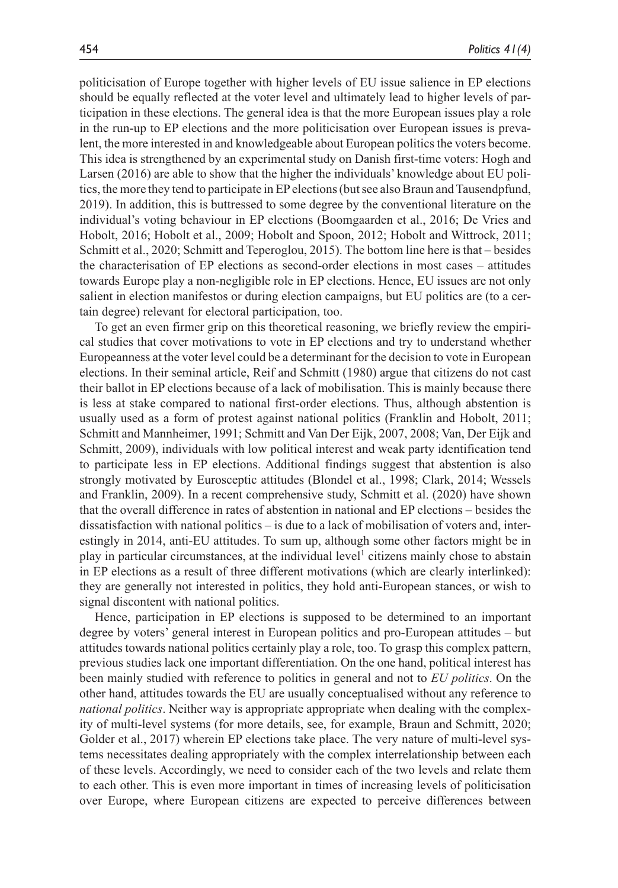politicisation of Europe together with higher levels of EU issue salience in EP elections should be equally reflected at the voter level and ultimately lead to higher levels of participation in these elections. The general idea is that the more European issues play a role in the run-up to EP elections and the more politicisation over European issues is prevalent, the more interested in and knowledgeable about European politics the voters become. This idea is strengthened by an experimental study on Danish first-time voters: Hogh and Larsen (2016) are able to show that the higher the individuals' knowledge about EU politics, the more they tend to participate in EP elections (but see also Braun and Tausendpfund, 2019). In addition, this is buttressed to some degree by the conventional literature on the individual's voting behaviour in EP elections (Boomgaarden et al., 2016; De Vries and Hobolt, 2016; Hobolt et al., 2009; Hobolt and Spoon, 2012; Hobolt and Wittrock, 2011; Schmitt et al., 2020; Schmitt and Teperoglou, 2015). The bottom line here is that – besides the characterisation of EP elections as second-order elections in most cases – attitudes towards Europe play a non-negligible role in EP elections. Hence, EU issues are not only salient in election manifestos or during election campaigns, but EU politics are (to a certain degree) relevant for electoral participation, too.

To get an even firmer grip on this theoretical reasoning, we briefly review the empirical studies that cover motivations to vote in EP elections and try to understand whether Europeanness at the voter level could be a determinant for the decision to vote in European elections. In their seminal article, Reif and Schmitt (1980) argue that citizens do not cast their ballot in EP elections because of a lack of mobilisation. This is mainly because there is less at stake compared to national first-order elections. Thus, although abstention is usually used as a form of protest against national politics (Franklin and Hobolt, 2011; Schmitt and Mannheimer, 1991; Schmitt and Van Der Eijk, 2007, 2008; Van, Der Eijk and Schmitt, 2009), individuals with low political interest and weak party identification tend to participate less in EP elections. Additional findings suggest that abstention is also strongly motivated by Eurosceptic attitudes (Blondel et al., 1998; Clark, 2014; Wessels and Franklin, 2009). In a recent comprehensive study, Schmitt et al. (2020) have shown that the overall difference in rates of abstention in national and EP elections – besides the dissatisfaction with national politics – is due to a lack of mobilisation of voters and, interestingly in 2014, anti-EU attitudes. To sum up, although some other factors might be in play in particular circumstances, at the individual level[1] citizens mainly chose to abstain in EP elections as a result of three different motivations (which are clearly interlinked): they are generally not interested in politics, they hold anti-European stances, or wish to signal discontent with national politics.

Hence, participation in EP elections is supposed to be determined to an important degree by voters' general interest in European politics and pro-European attitudes – but attitudes towards national politics certainly play a role, too. To grasp this complex pattern, previous studies lack one important differentiation. On the one hand, political interest has been mainly studied with reference to politics in general and not to *EU politics*. On the other hand, attitudes towards the EU are usually conceptualised without any reference to *national politics*. Neither way is appropriate appropriate when dealing with the complexity of multi-level systems (for more details, see, for example, Braun and Schmitt, 2020; Golder et al., 2017) wherein EP elections take place. The very nature of multi-level systems necessitates dealing appropriately with the complex interrelationship between each of these levels. Accordingly, we need to consider each of the two levels and relate them to each other. This is even more important in times of increasing levels of politicisation over Europe, where European citizens are expected to perceive differences between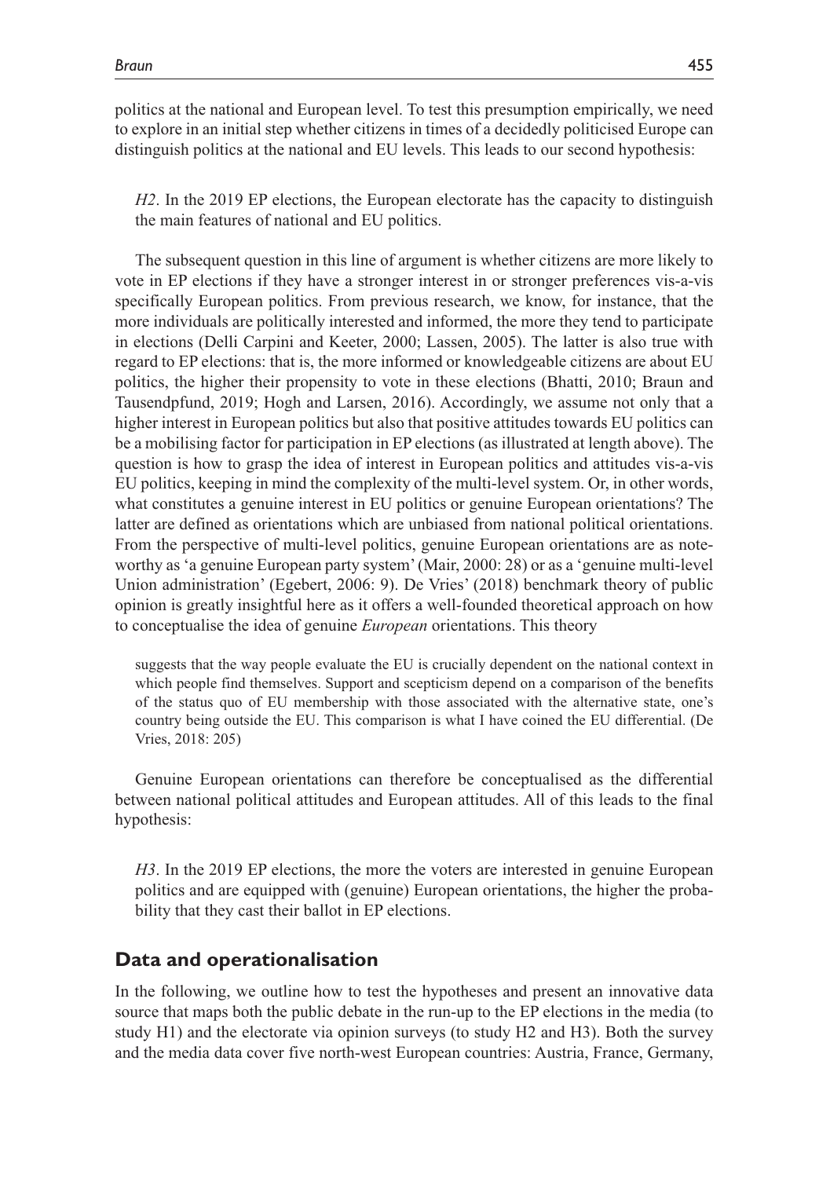politics at the national and European level. To test this presumption empirically, we need to explore in an initial step whether citizens in times of a decidedly politicised Europe can distinguish politics at the national and EU levels. This leads to our second hypothesis:

> *H2*. In the 2019 EP elections, the European electorate has the capacity to distinguish the main features of national and EU politics.

The subsequent question in this line of argument is whether citizens are more likely to vote in EP elections if they have a stronger interest in or stronger preferences vis-a-vis specifically European politics. From previous research, we know, for instance, that the more individuals are politically interested and informed, the more they tend to participate in elections (Delli Carpini and Keeter, 2000; Lassen, 2005). The latter is also true with regard to EP elections: that is, the more informed or knowledgeable citizens are about EU politics, the higher their propensity to vote in these elections (Bhatti, 2010; Braun and Tausendpfund, 2019; Hogh and Larsen, 2016). Accordingly, we assume not only that a higher interest in European politics but also that positive attitudes towards EU politics can be a mobilising factor for participation in EP elections (as illustrated at length above). The question is how to grasp the idea of interest in European politics and attitudes vis-a-vis EU politics, keeping in mind the complexity of the multi-level system. Or, in other words, what constitutes a genuine interest in EU politics or genuine European orientations? The latter are defined as orientations which are unbiased from national political orientations. From the perspective of multi-level politics, genuine European orientations are as noteworthy as 'a genuine European party system' (Mair, 2000: 28) or as a 'genuine multi-level Union administration' (Egebert, 2006: 9). De Vries' (2018) benchmark theory of public opinion is greatly insightful here as it offers a well-founded theoretical approach on how to conceptualise the idea of genuine *European* orientations. This theory

> suggests that the way people evaluate the EU is crucially dependent on the national context in which people find themselves. Support and scepticism depend on a comparison of the benefits of the status quo of EU membership with those associated with the alternative state, one's country being outside the EU. This comparison is what I have coined the EU differential. (De Vries, 2018: 205)

Genuine European orientations can therefore be conceptualised as the differential between national political attitudes and European attitudes. All of this leads to the final hypothesis:

> *H3*. In the 2019 EP elections, the more the voters are interested in genuine European politics and are equipped with (genuine) European orientations, the higher the probability that they cast their ballot in EP elections.

## Data and operationalisation

In the following, we outline how to test the hypotheses and present an innovative data source that maps both the public debate in the run-up to the EP elections in the media (to study H1) and the electorate via opinion surveys (to study H2 and H3). Both the survey and the media data cover five north-west European countries: Austria, France, Germany,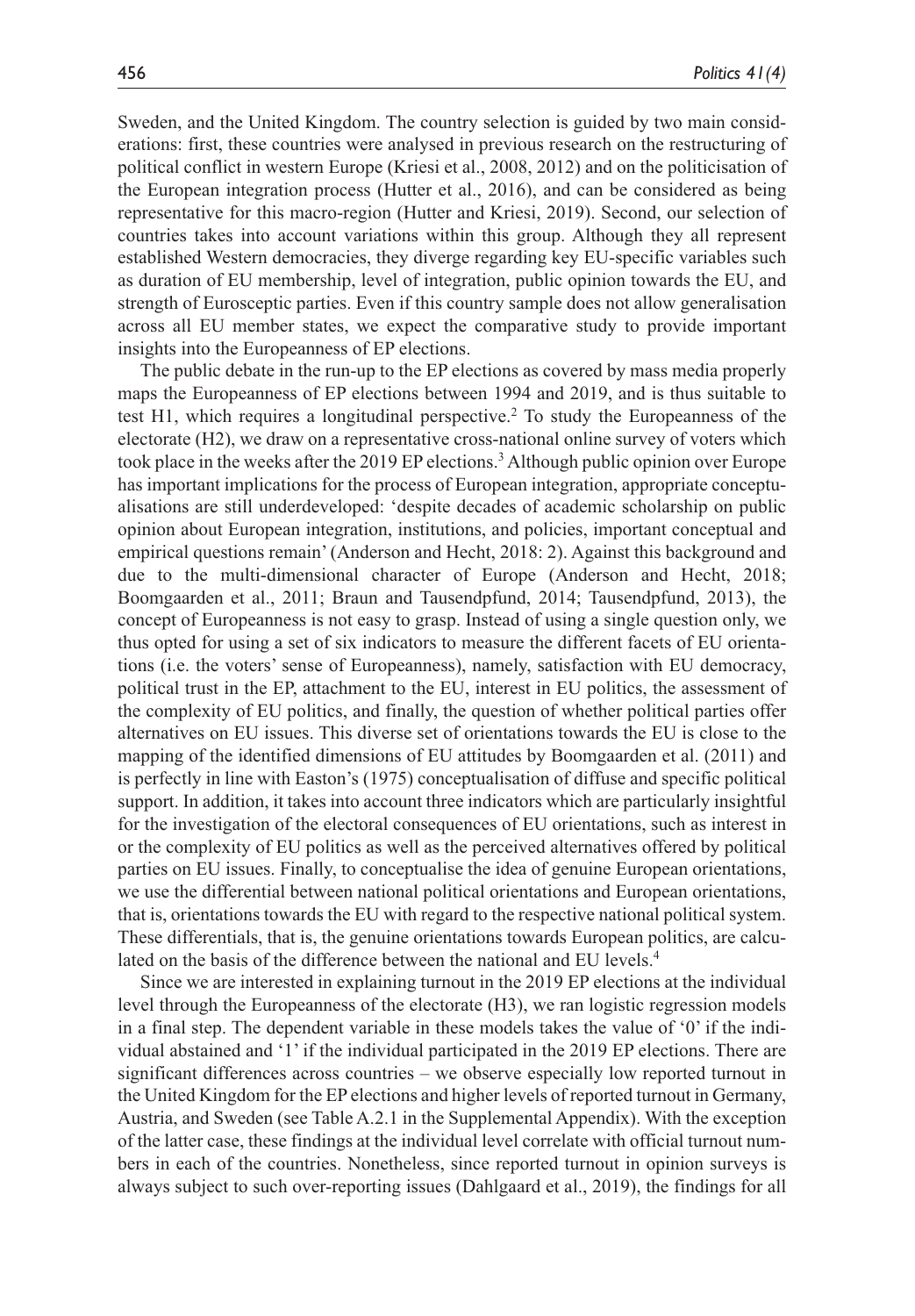Sweden, and the United Kingdom. The country selection is guided by two main considerations: first, these countries were analysed in previous research on the restructuring of political conflict in western Europe (Kriesi et al., 2008, 2012) and on the politicisation of the European integration process (Hutter et al., 2016), and can be considered as being representative for this macro-region (Hutter and Kriesi, 2019). Second, our selection of countries takes into account variations within this group. Although they all represent established Western democracies, they diverge regarding key EU-specific variables such as duration of EU membership, level of integration, public opinion towards the EU, and strength of Eurosceptic parties. Even if this country sample does not allow generalisation across all EU member states, we expect the comparative study to provide important insights into the Europeanness of EP elections.

The public debate in the run-up to the EP elections as covered by mass media properly maps the Europeanness of EP elections between 1994 and 2019, and is thus suitable to test H1, which requires a longitudinal perspective.[2] To study the Europeanness of the electorate (H2), we draw on a representative cross-national online survey of voters which took place in the weeks after the 2019 EP elections.[3] Although public opinion over Europe has important implications for the process of European integration, appropriate conceptualisations are still underdeveloped: 'despite decades of academic scholarship on public opinion about European integration, institutions, and policies, important conceptual and empirical questions remain' (Anderson and Hecht, 2018: 2). Against this background and due to the multi-dimensional character of Europe (Anderson and Hecht, 2018; Boomgaarden et al., 2011; Braun and Tausendpfund, 2014; Tausendpfund, 2013), the concept of Europeanness is not easy to grasp. Instead of using a single question only, we thus opted for using a set of six indicators to measure the different facets of EU orientations (i.e. the voters' sense of Europeanness), namely, satisfaction with EU democracy, political trust in the EP, attachment to the EU, interest in EU politics, the assessment of the complexity of EU politics, and finally, the question of whether political parties offer alternatives on EU issues. This diverse set of orientations towards the EU is close to the mapping of the identified dimensions of EU attitudes by Boomgaarden et al. (2011) and is perfectly in line with Easton's (1975) conceptualisation of diffuse and specific political support. In addition, it takes into account three indicators which are particularly insightful for the investigation of the electoral consequences of EU orientations, such as interest in or the complexity of EU politics as well as the perceived alternatives offered by political parties on EU issues. Finally, to conceptualise the idea of genuine European orientations, we use the differential between national political orientations and European orientations, that is, orientations towards the EU with regard to the respective national political system. These differentials, that is, the genuine orientations towards European politics, are calculated on the basis of the difference between the national and EU levels.[4]

Since we are interested in explaining turnout in the 2019 EP elections at the individual level through the Europeanness of the electorate (H3), we ran logistic regression models in a final step. The dependent variable in these models takes the value of '0' if the individual abstained and '1' if the individual participated in the 2019 EP elections. There are significant differences across countries – we observe especially low reported turnout in the United Kingdom for the EP elections and higher levels of reported turnout in Germany, Austria, and Sweden (see Table A.2.1 in the Supplemental Appendix). With the exception of the latter case, these findings at the individual level correlate with official turnout numbers in each of the countries. Nonetheless, since reported turnout in opinion surveys is always subject to such over-reporting issues (Dahlgaard et al., 2019), the findings for all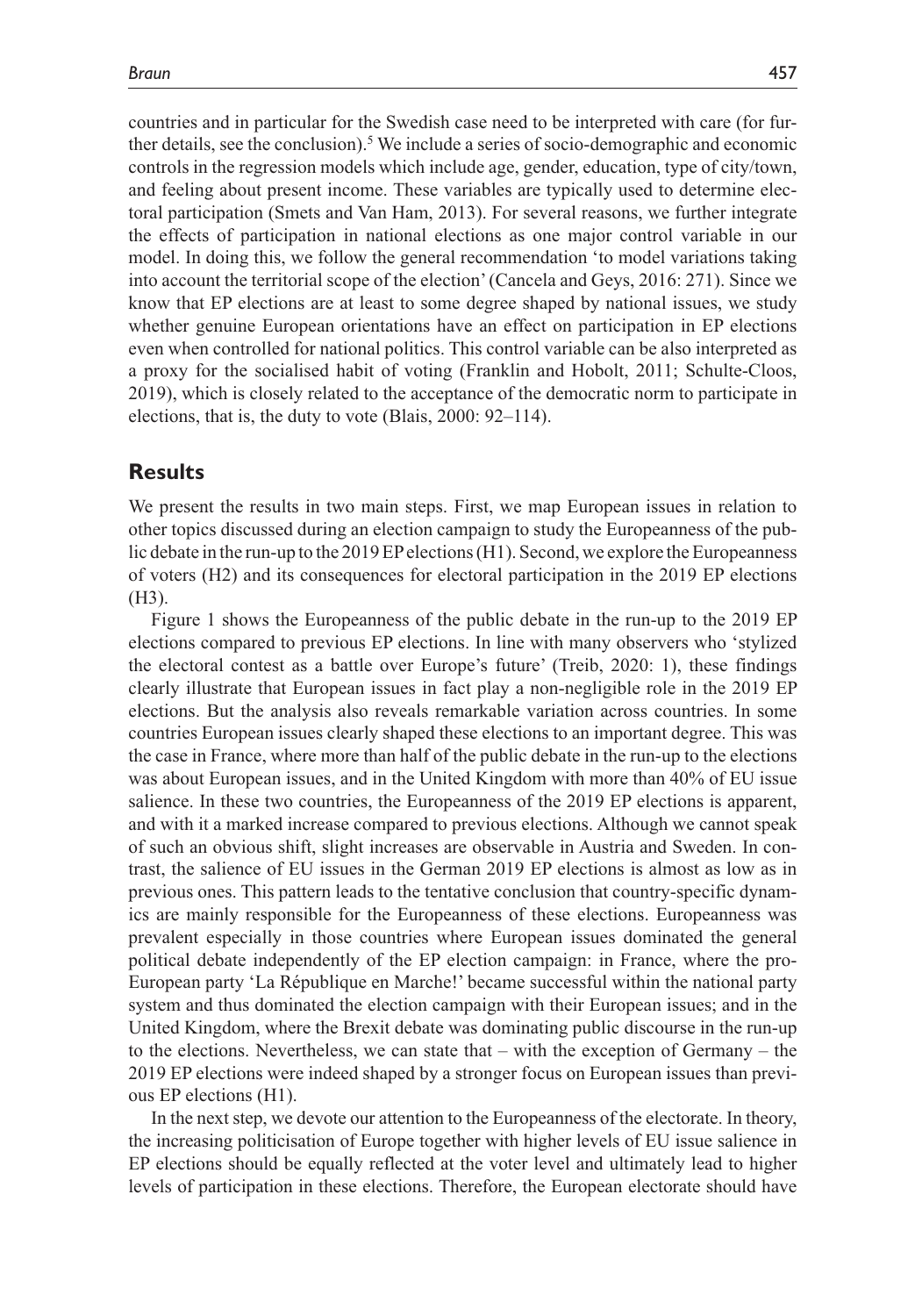countries and in particular for the Swedish case need to be interpreted with care (for further details, see the conclusion).[5] We include a series of socio-demographic and economic controls in the regression models which include age, gender, education, type of city/town, and feeling about present income. These variables are typically used to determine electoral participation (Smets and Van Ham, 2013). For several reasons, we further integrate the effects of participation in national elections as one major control variable in our model. In doing this, we follow the general recommendation 'to model variations taking into account the territorial scope of the election' (Cancela and Geys, 2016: 271). Since we know that EP elections are at least to some degree shaped by national issues, we study whether genuine European orientations have an effect on participation in EP elections even when controlled for national politics. This control variable can be also interpreted as a proxy for the socialised habit of voting (Franklin and Hobolt, 2011; Schulte-Cloos, 2019), which is closely related to the acceptance of the democratic norm to participate in elections, that is, the duty to vote (Blais, 2000: 92–114).

## Results

We present the results in two main steps. First, we map European issues in relation to other topics discussed during an election campaign to study the Europeanness of the public debate in the run-up to the 2019 EP elections (H1). Second, we explore the Europeanness of voters (H2) and its consequences for electoral participation in the 2019 EP elections (H3).

Figure 1 shows the Europeanness of the public debate in the run-up to the 2019 EP elections compared to previous EP elections. In line with many observers who 'stylized the electoral contest as a battle over Europe's future' (Treib, 2020: 1), these findings clearly illustrate that European issues in fact play a non-negligible role in the 2019 EP elections. But the analysis also reveals remarkable variation across countries. In some countries European issues clearly shaped these elections to an important degree. This was the case in France, where more than half of the public debate in the run-up to the elections was about European issues, and in the United Kingdom with more than 40% of EU issue salience. In these two countries, the Europeanness of the 2019 EP elections is apparent, and with it a marked increase compared to previous elections. Although we cannot speak of such an obvious shift, slight increases are observable in Austria and Sweden. In contrast, the salience of EU issues in the German 2019 EP elections is almost as low as in previous ones. This pattern leads to the tentative conclusion that country-specific dynamics are mainly responsible for the Europeanness of these elections. Europeanness was prevalent especially in those countries where European issues dominated the general political debate independently of the EP election campaign: in France, where the pro-European party 'La République en Marche!' became successful within the national party system and thus dominated the election campaign with their European issues; and in the United Kingdom, where the Brexit debate was dominating public discourse in the run-up to the elections. Nevertheless, we can state that – with the exception of Germany – the 2019 EP elections were indeed shaped by a stronger focus on European issues than previous EP elections (H1).

In the next step, we devote our attention to the Europeanness of the electorate. In theory, the increasing politicisation of Europe together with higher levels of EU issue salience in EP elections should be equally reflected at the voter level and ultimately lead to higher levels of participation in these elections. Therefore, the European electorate should have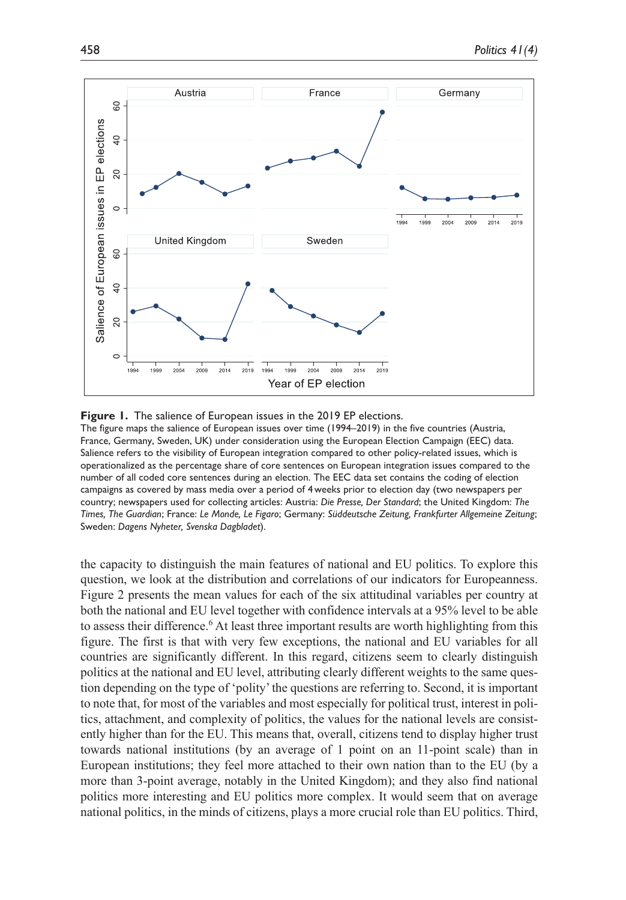**Figure 1.** The salience of European issues in the 2019 EP elections.

The figure maps the salience of European issues over time (1994–2019) in the five countries (Austria, France, Germany, Sweden, UK) under consideration using the European Election Campaign (EEC) data. Salience refers to the visibility of European integration compared to other policy-related issues, which is operationalized as the percentage share of core sentences on European integration issues compared to the number of all coded core sentences during an election. The EEC data set contains the coding of election campaigns as covered by mass media over a period of 4 weeks prior to election day (two newspapers per country; newspapers used for collecting articles: Austria: *Die Presse, Der Standard*; the United Kingdom: *The Times, The Guardian*; France: *Le Monde, Le Figaro*; Germany: *Süddeutsche Zeitung, Frankfurter Allgemeine Zeitung*; Sweden: *Dagens Nyheter, Svenska Dagbladet*).

the capacity to distinguish the main features of national and EU politics. To explore this question, we look at the distribution and correlations of our indicators for Europeanness. Figure 2 presents the mean values for each of the six attitudinal variables per country at both the national and EU level together with confidence intervals at a 95% level to be able to assess their difference.[6] At least three important results are worth highlighting from this figure. The first is that with very few exceptions, the national and EU variables for all countries are significantly different. In this regard, citizens seem to clearly distinguish politics at the national and EU level, attributing clearly different weights to the same question depending on the type of 'polity' the questions are referring to. Second, it is important to note that, for most of the variables and most especially for political trust, interest in politics, attachment, and complexity of politics, the values for the national levels are consistently higher than for the EU. This means that, overall, citizens tend to display higher trust towards national institutions (by an average of 1 point on an 11-point scale) than in European institutions; they feel more attached to their own nation than to the EU (by a more than 3-point average, notably in the United Kingdom); and they also find national politics more interesting and EU politics more complex. It would seem that on average national politics, in the minds of citizens, plays a more crucial role than EU politics. Third,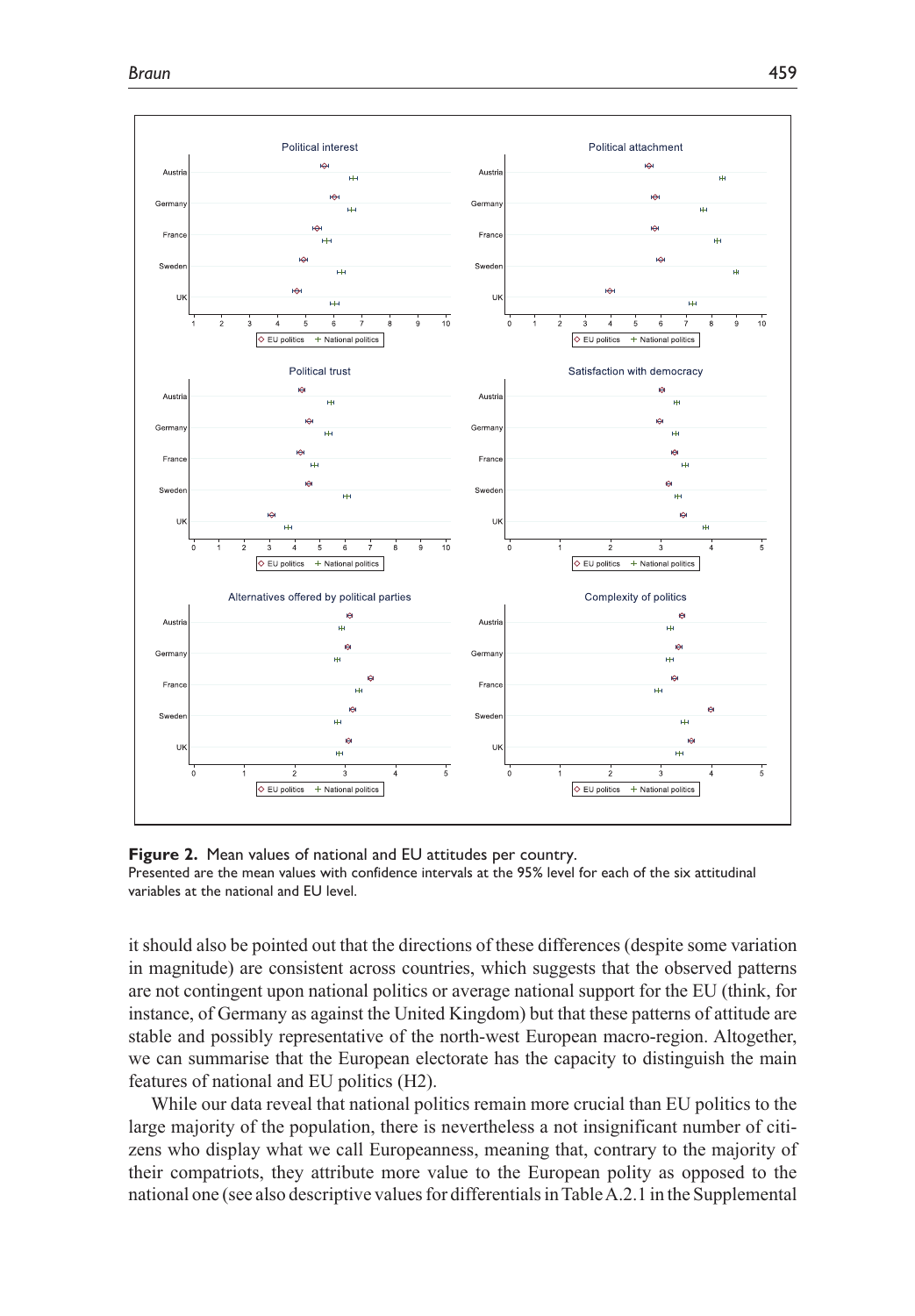**Figure 2.** Mean values of national and EU attitudes per country.
Presented are the mean values with confidence intervals at the 95% level for each of the six attitudinal variables at the national and EU level.

it should also be pointed out that the directions of these differences (despite some variation in magnitude) are consistent across countries, which suggests that the observed patterns are not contingent upon national politics or average national support for the EU (think, for instance, of Germany as against the United Kingdom) but that these patterns of attitude are stable and possibly representative of the north-west European macro-region. Altogether, we can summarise that the European electorate has the capacity to distinguish the main features of national and EU politics (H2).

While our data reveal that national politics remain more crucial than EU politics to the large majority of the population, there is nevertheless a not insignificant number of citizens who display what we call Europeanness, meaning that, contrary to the majority of their compatriots, they attribute more value to the European polity as opposed to the national one (see also descriptive values for differentials in Table A.2.1 in the Supplemental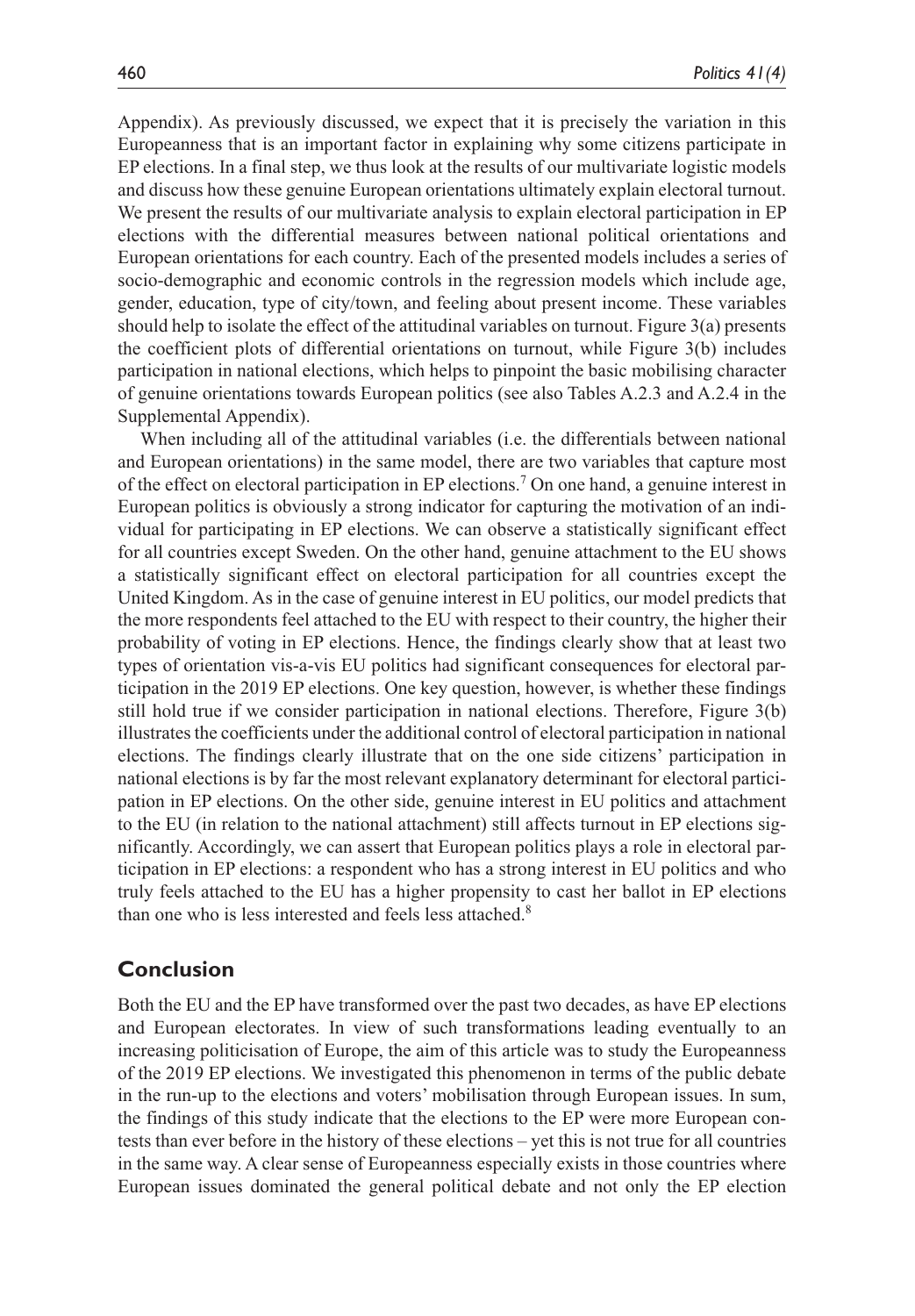Appendix). As previously discussed, we expect that it is precisely the variation in this Europeanness that is an important factor in explaining why some citizens participate in EP elections. In a final step, we thus look at the results of our multivariate logistic models and discuss how these genuine European orientations ultimately explain electoral turnout. We present the results of our multivariate analysis to explain electoral participation in EP elections with the differential measures between national political orientations and European orientations for each country. Each of the presented models includes a series of socio-demographic and economic controls in the regression models which include age, gender, education, type of city/town, and feeling about present income. These variables should help to isolate the effect of the attitudinal variables on turnout. Figure 3(a) presents the coefficient plots of differential orientations on turnout, while Figure 3(b) includes participation in national elections, which helps to pinpoint the basic mobilising character of genuine orientations towards European politics (see also Tables A.2.3 and A.2.4 in the Supplemental Appendix).

When including all of the attitudinal variables (i.e. the differentials between national and European orientations) in the same model, there are two variables that capture most of the effect on electoral participation in EP elections.[7] On one hand, a genuine interest in European politics is obviously a strong indicator for capturing the motivation of an individual for participating in EP elections. We can observe a statistically significant effect for all countries except Sweden. On the other hand, genuine attachment to the EU shows a statistically significant effect on electoral participation for all countries except the United Kingdom. As in the case of genuine interest in EU politics, our model predicts that the more respondents feel attached to the EU with respect to their country, the higher their probability of voting in EP elections. Hence, the findings clearly show that at least two types of orientation vis-a-vis EU politics had significant consequences for electoral participation in the 2019 EP elections. One key question, however, is whether these findings still hold true if we consider participation in national elections. Therefore, Figure 3(b) illustrates the coefficients under the additional control of electoral participation in national elections. The findings clearly illustrate that on the one side citizens' participation in national elections is by far the most relevant explanatory determinant for electoral participation in EP elections. On the other side, genuine interest in EU politics and attachment to the EU (in relation to the national attachment) still affects turnout in EP elections significantly. Accordingly, we can assert that European politics plays a role in electoral participation in EP elections: a respondent who has a strong interest in EU politics and who truly feels attached to the EU has a higher propensity to cast her ballot in EP elections than one who is less interested and feels less attached.[8]

## Conclusion

Both the EU and the EP have transformed over the past two decades, as have EP elections and European electorates. In view of such transformations leading eventually to an increasing politicisation of Europe, the aim of this article was to study the Europeanness of the 2019 EP elections. We investigated this phenomenon in terms of the public debate in the run-up to the elections and voters' mobilisation through European issues. In sum, the findings of this study indicate that the elections to the EP were more European contests than ever before in the history of these elections – yet this is not true for all countries in the same way. A clear sense of Europeanness especially exists in those countries where European issues dominated the general political debate and not only the EP election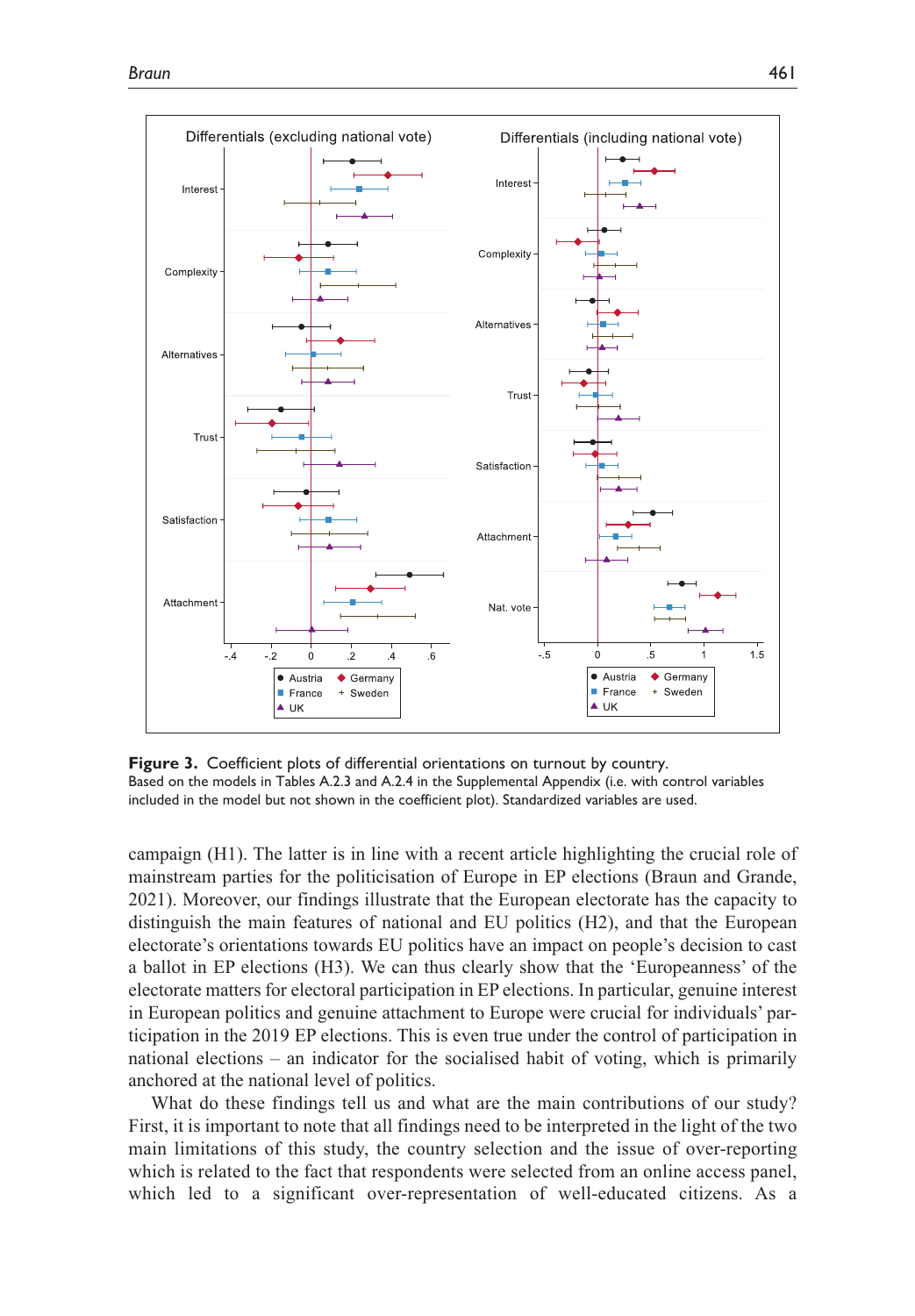**Figure 3.** Coefficient plots of differential orientations on turnout by country.
Based on the models in Tables A.2.3 and A.2.4 in the Supplemental Appendix (i.e. with control variables included in the model but not shown in the coefficient plot). Standardized variables are used.

campaign (H1). The latter is in line with a recent article highlighting the crucial role of mainstream parties for the politicisation of Europe in EP elections (Braun and Grande, 2021). Moreover, our findings illustrate that the European electorate has the capacity to distinguish the main features of national and EU politics (H2), and that the European electorate's orientations towards EU politics have an impact on people's decision to cast a ballot in EP elections (H3). We can thus clearly show that the 'Europeanness' of the electorate matters for electoral participation in EP elections. In particular, genuine interest in European politics and genuine attachment to Europe were crucial for individuals' participation in the 2019 EP elections. This is even true under the control of participation in national elections – an indicator for the socialised habit of voting, which is primarily anchored at the national level of politics.

What do these findings tell us and what are the main contributions of our study? First, it is important to note that all findings need to be interpreted in the light of the two main limitations of this study, the country selection and the issue of over-reporting which is related to the fact that respondents were selected from an online access panel, which led to a significant over-representation of well-educated citizens. As a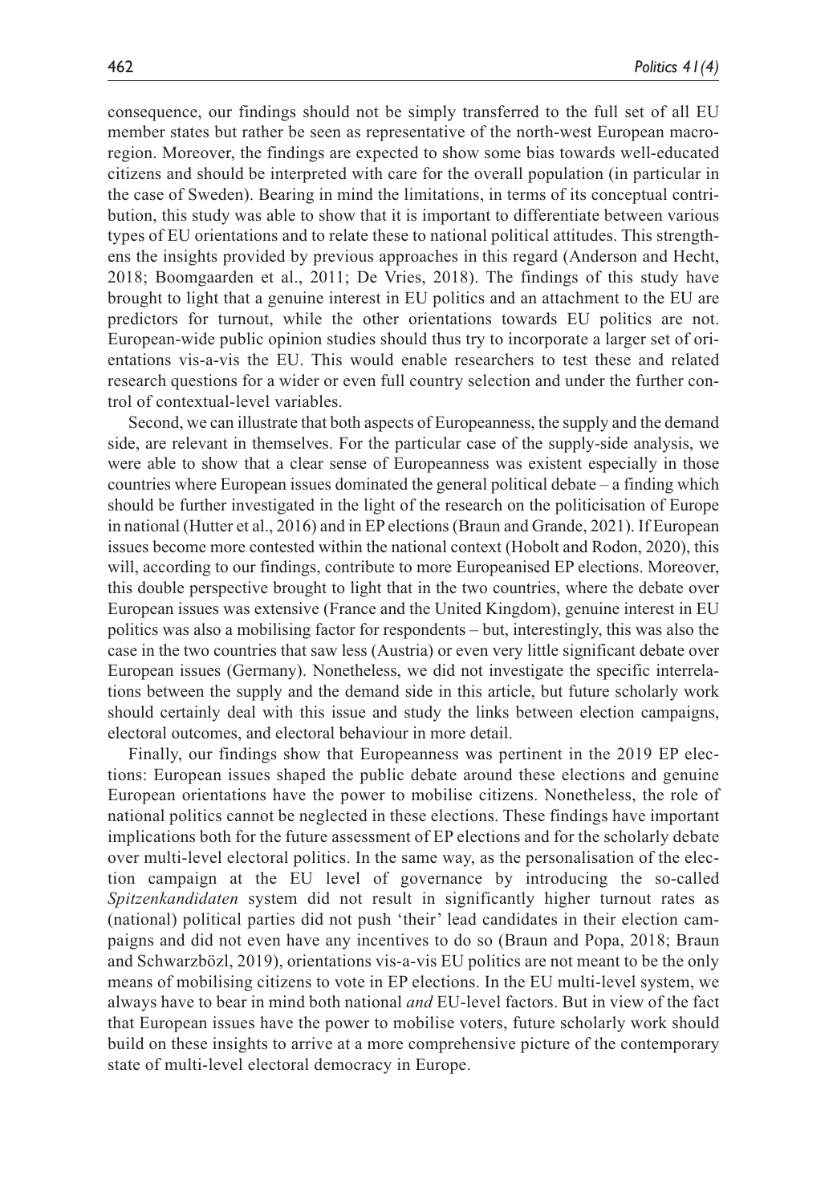consequence, our findings should not be simply transferred to the full set of all EU member states but rather be seen as representative of the north-west European macro-region. Moreover, the findings are expected to show some bias towards well-educated citizens and should be interpreted with care for the overall population (in particular in the case of Sweden). Bearing in mind the limitations, in terms of its conceptual contribution, this study was able to show that it is important to differentiate between various types of EU orientations and to relate these to national political attitudes. This strengthens the insights provided by previous approaches in this regard (Anderson and Hecht, 2018; Boomgaarden et al., 2011; De Vries, 2018). The findings of this study have brought to light that a genuine interest in EU politics and an attachment to the EU are predictors for turnout, while the other orientations towards EU politics are not. European-wide public opinion studies should thus try to incorporate a larger set of orientations vis-a-vis the EU. This would enable researchers to test these and related research questions for a wider or even full country selection and under the further control of contextual-level variables.

Second, we can illustrate that both aspects of Europeanness, the supply and the demand side, are relevant in themselves. For the particular case of the supply-side analysis, we were able to show that a clear sense of Europeanness was existent especially in those countries where European issues dominated the general political debate – a finding which should be further investigated in the light of the research on the politicisation of Europe in national (Hutter et al., 2016) and in EP elections (Braun and Grande, 2021). If European issues become more contested within the national context (Hobolt and Rodon, 2020), this will, according to our findings, contribute to more Europeanised EP elections. Moreover, this double perspective brought to light that in the two countries, where the debate over European issues was extensive (France and the United Kingdom), genuine interest in EU politics was also a mobilising factor for respondents – but, interestingly, this was also the case in the two countries that saw less (Austria) or even very little significant debate over European issues (Germany). Nonetheless, we did not investigate the specific interrelations between the supply and the demand side in this article, but future scholarly work should certainly deal with this issue and study the links between election campaigns, electoral outcomes, and electoral behaviour in more detail.

Finally, our findings show that Europeanness was pertinent in the 2019 EP elections: European issues shaped the public debate around these elections and genuine European orientations have the power to mobilise citizens. Nonetheless, the role of national politics cannot be neglected in these elections. These findings have important implications both for the future assessment of EP elections and for the scholarly debate over multi-level electoral politics. In the same way, as the personalisation of the election campaign at the EU level of governance by introducing the so-called *Spitzenkandidaten* system did not result in significantly higher turnout rates as (national) political parties did not push 'their' lead candidates in their election campaigns and did not even have any incentives to do so (Braun and Popa, 2018; Braun and Schwarzbözl, 2019), orientations vis-a-vis EU politics are not meant to be the only means of mobilising citizens to vote in EP elections. In the EU multi-level system, we always have to bear in mind both national *and* EU-level factors. But in view of the fact that European issues have the power to mobilise voters, future scholarly work should build on these insights to arrive at a more comprehensive picture of the contemporary state of multi-level electoral democracy in Europe.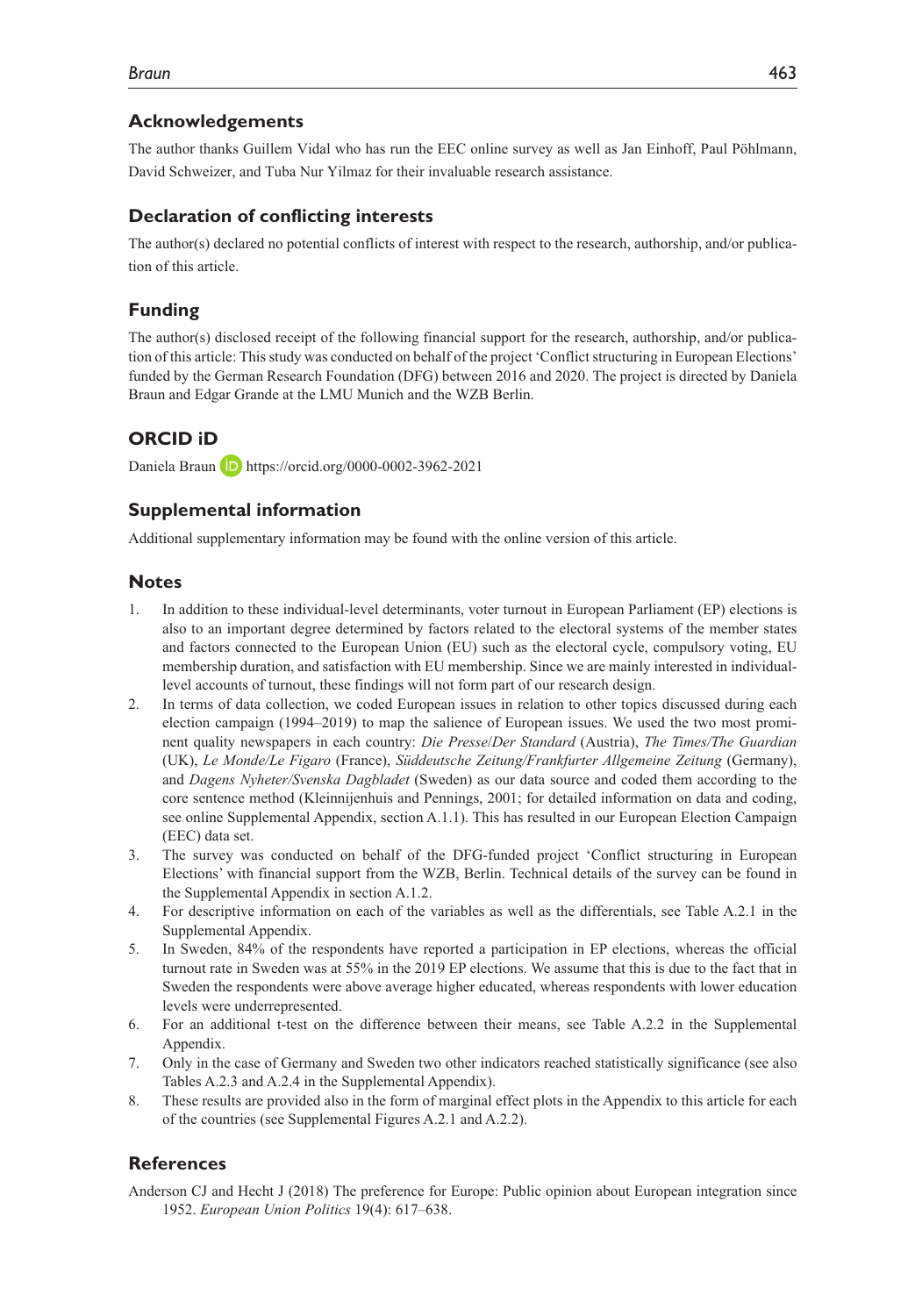## Acknowledgements

The author thanks Guillem Vidal who has run the EEC online survey as well as Jan Einhoff, Paul Pöhlmann, David Schweizer, and Tuba Nur Yilmaz for their invaluable research assistance.

## Declaration of conflicting interests

The author(s) declared no potential conflicts of interest with respect to the research, authorship, and/or publication of this article.

## Funding

The author(s) disclosed receipt of the following financial support for the research, authorship, and/or publication of this article: This study was conducted on behalf of the project 'Conflict structuring in European Elections' funded by the German Research Foundation (DFG) between 2016 and 2020. The project is directed by Daniela Braun and Edgar Grande at the LMU Munich and the WZB Berlin.

## ORCID iD

Daniela Braun https://orcid.org/0000-0002-3962-2021

## Supplemental information

Additional supplementary information may be found with the online version of this article.

## Notes

1. In addition to these individual-level determinants, voter turnout in European Parliament (EP) elections is also to an important degree determined by factors related to the electoral systems of the member states and factors connected to the European Union (EU) such as the electoral cycle, compulsory voting, EU membership duration, and satisfaction with EU membership. Since we are mainly interested in individual-level accounts of turnout, these findings will not form part of our research design.
2. In terms of data collection, we coded European issues in relation to other topics discussed during each election campaign (1994–2019) to map the salience of European issues. We used the two most prominent quality newspapers in each country: *Die Presse*/*Der Standard* (Austria), *The Times*/*The Guardian* (UK), *Le Monde*/*Le Figaro* (France), *Süddeutsche Zeitung*/*Frankfurter Allgemeine Zeitung* (Germany), and *Dagens Nyheter*/*Svenska Dagbladet* (Sweden) as our data source and coded them according to the core sentence method (Kleinnijenhuis and Pennings, 2001; for detailed information on data and coding, see online Supplemental Appendix, section A.1.1). This has resulted in our European Election Campaign (EEC) data set.
3. The survey was conducted on behalf of the DFG-funded project 'Conflict structuring in European Elections' with financial support from the WZB, Berlin. Technical details of the survey can be found in the Supplemental Appendix in section A.1.2.
4. For descriptive information on each of the variables as well as the differentials, see Table A.2.1 in the Supplemental Appendix.
5. In Sweden, 84% of the respondents have reported a participation in EP elections, whereas the official turnout rate in Sweden was at 55% in the 2019 EP elections. We assume that this is due to the fact that in Sweden the respondents were above average higher educated, whereas respondents with lower education levels were underrepresented.
6. For an additional t-test on the difference between their means, see Table A.2.2 in the Supplemental Appendix.
7. Only in the case of Germany and Sweden two other indicators reached statistically significance (see also Tables A.2.3 and A.2.4 in the Supplemental Appendix).
8. These results are provided also in the form of marginal effect plots in the Appendix to this article for each of the countries (see Supplemental Figures A.2.1 and A.2.2).

## References

Anderson CJ and Hecht J (2018) The preference for Europe: Public opinion about European integration since 1952. *European Union Politics* 19(4): 617–638.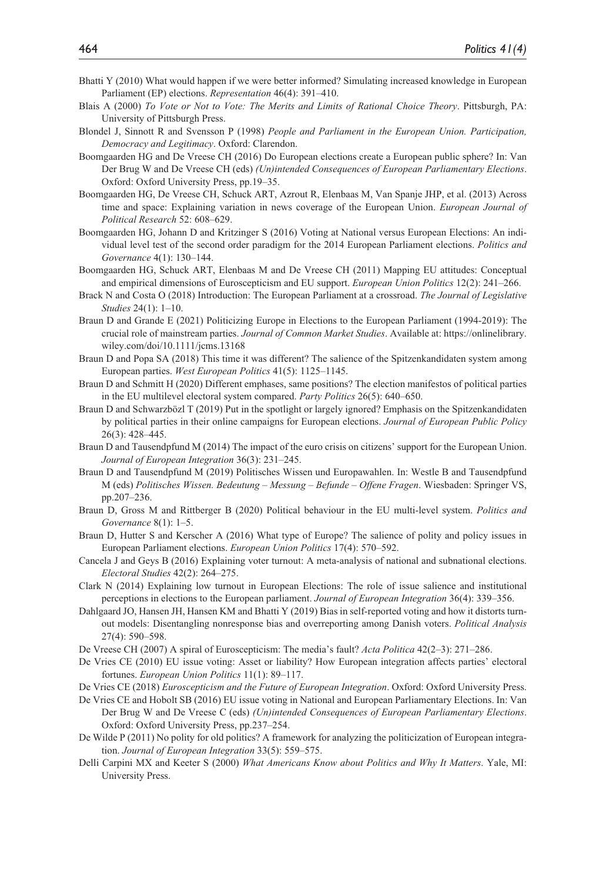Bhatti Y (2010) What would happen if we were better informed? Simulating increased knowledge in European Parliament (EP) elections. *Representation* 46(4): 391–410.

Blais A (2000) *To Vote or Not to Vote: The Merits and Limits of Rational Choice Theory*. Pittsburgh, PA: University of Pittsburgh Press.

Blondel J, Sinnott R and Svensson P (1998) *People and Parliament in the European Union. Participation, Democracy and Legitimacy*. Oxford: Clarendon.

Boomgaarden HG and De Vreese CH (2016) Do European elections create a European public sphere? In: Van Der Brug W and De Vreese CH (eds) *(Un)intended Consequences of European Parliamentary Elections*. Oxford: Oxford University Press, pp.19–35.

Boomgaarden HG, De Vreese CH, Schuck ART, Azrout R, Elenbaas M, Van Spanje JHP, et al. (2013) Across time and space: Explaining variation in news coverage of the European Union. *European Journal of Political Research* 52: 608–629.

Boomgaarden HG, Johann D and Kritzinger S (2016) Voting at National versus European Elections: An individual level test of the second order paradigm for the 2014 European Parliament elections. *Politics and Governance* 4(1): 130–144.

Boomgaarden HG, Schuck ART, Elenbaas M and De Vreese CH (2011) Mapping EU attitudes: Conceptual and empirical dimensions of Euroscepticism and EU support. *European Union Politics* 12(2): 241–266.

Brack N and Costa O (2018) Introduction: The European Parliament at a crossroad. *The Journal of Legislative Studies* 24(1): 1–10.

Braun D and Grande E (2021) Politicizing Europe in Elections to the European Parliament (1994-2019): The crucial role of mainstream parties. *Journal of Common Market Studies*. Available at: https://onlinelibrary.wiley.com/doi/10.1111/jcms.13168

Braun D and Popa SA (2018) This time it was different? The salience of the Spitzenkandidaten system among European parties. *West European Politics* 41(5): 1125–1145.

Braun D and Schmitt H (2020) Different emphases, same positions? The election manifestos of political parties in the EU multilevel electoral system compared. *Party Politics* 26(5): 640–650.

Braun D and Schwarzbözl T (2019) Put in the spotlight or largely ignored? Emphasis on the Spitzenkandidaten by political parties in their online campaigns for European elections. *Journal of European Public Policy* 26(3): 428–445.

Braun D and Tausendpfund M (2014) The impact of the euro crisis on citizens' support for the European Union. *Journal of European Integration* 36(3): 231–245.

Braun D and Tausendpfund M (2019) Politisches Wissen und Europawahlen. In: Westle B and Tausendpfund M (eds) *Politisches Wissen. Bedeutung – Messung – Befunde – Offene Fragen*. Wiesbaden: Springer VS, pp.207–236.

Braun D, Gross M and Rittberger B (2020) Political behaviour in the EU multi-level system. *Politics and Governance* 8(1): 1–5.

Braun D, Hutter S and Kerscher A (2016) What type of Europe? The salience of polity and policy issues in European Parliament elections. *European Union Politics* 17(4): 570–592.

Cancela J and Geys B (2016) Explaining voter turnout: A meta-analysis of national and subnational elections. *Electoral Studies* 42(2): 264–275.

Clark N (2014) Explaining low turnout in European Elections: The role of issue salience and institutional perceptions in elections to the European parliament. *Journal of European Integration* 36(4): 339–356.

Dahlgaard JO, Hansen JH, Hansen KM and Bhatti Y (2019) Bias in self-reported voting and how it distorts turnout models: Disentangling nonresponse bias and overreporting among Danish voters. *Political Analysis* 27(4): 590–598.

De Vreese CH (2007) A spiral of Euroscepticism: The media's fault? *Acta Politica* 42(2–3): 271–286.

De Vries CE (2010) EU issue voting: Asset or liability? How European integration affects parties' electoral fortunes. *European Union Politics* 11(1): 89–117.

De Vries CE (2018) *Euroscepticism and the Future of European Integration*. Oxford: Oxford University Press.

De Vries CE and Hobolt SB (2016) EU issue voting in National and European Parliamentary Elections. In: Van Der Brug W and De Vreese C (eds) *(Un)intended Consequences of European Parliamentary Elections*. Oxford: Oxford University Press, pp.237–254.

De Wilde P (2011) No polity for old politics? A framework for analyzing the politicization of European integration. *Journal of European Integration* 33(5): 559–575.

Delli Carpini MX and Keeter S (2000) *What Americans Know about Politics and Why It Matters*. Yale, MI: University Press.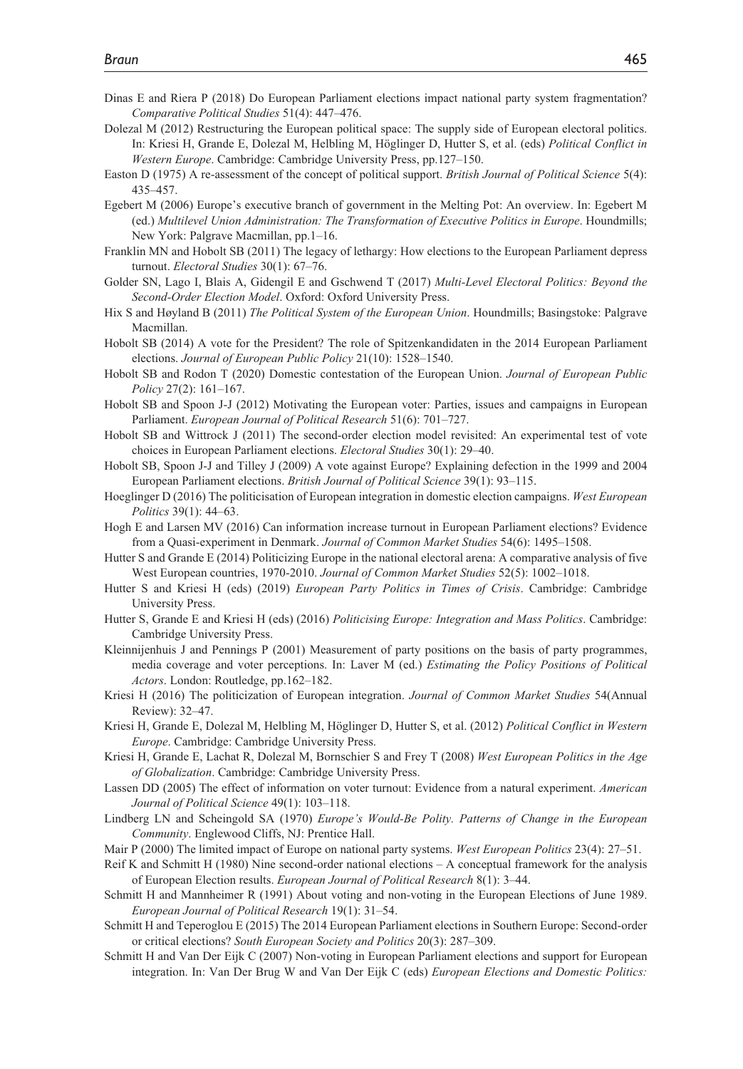Dinas E and Riera P (2018) Do European Parliament elections impact national party system fragmentation? *Comparative Political Studies* 51(4): 447–476.

Dolezal M (2012) Restructuring the European political space: The supply side of European electoral politics. In: Kriesi H, Grande E, Dolezal M, Helbling M, Höglinger D, Hutter S, et al. (eds) *Political Conflict in Western Europe*. Cambridge: Cambridge University Press, pp.127–150.

Easton D (1975) A re-assessment of the concept of political support. *British Journal of Political Science* 5(4): 435–457.

Egebert M (2006) Europe's executive branch of government in the Melting Pot: An overview. In: Egebert M (ed.) *Multilevel Union Administration: The Transformation of Executive Politics in Europe*. Houndmills; New York: Palgrave Macmillan, pp.1–16.

Franklin MN and Hobolt SB (2011) The legacy of lethargy: How elections to the European Parliament depress turnout. *Electoral Studies* 30(1): 67–76.

Golder SN, Lago I, Blais A, Gidengil E and Gschwend T (2017) *Multi-Level Electoral Politics: Beyond the Second-Order Election Model*. Oxford: Oxford University Press.

Hix S and Høyland B (2011) *The Political System of the European Union*. Houndmills; Basingstoke: Palgrave Macmillan.

Hobolt SB (2014) A vote for the President? The role of Spitzenkandidaten in the 2014 European Parliament elections. *Journal of European Public Policy* 21(10): 1528–1540.

Hobolt SB and Rodon T (2020) Domestic contestation of the European Union. *Journal of European Public Policy* 27(2): 161–167.

Hobolt SB and Spoon J-J (2012) Motivating the European voter: Parties, issues and campaigns in European Parliament. *European Journal of Political Research* 51(6): 701–727.

Hobolt SB and Wittrock J (2011) The second-order election model revisited: An experimental test of vote choices in European Parliament elections. *Electoral Studies* 30(1): 29–40.

Hobolt SB, Spoon J-J and Tilley J (2009) A vote against Europe? Explaining defection in the 1999 and 2004 European Parliament elections. *British Journal of Political Science* 39(1): 93–115.

Hoeglinger D (2016) The politicisation of European integration in domestic election campaigns. *West European Politics* 39(1): 44–63.

Hogh E and Larsen MV (2016) Can information increase turnout in European Parliament elections? Evidence from a Quasi-experiment in Denmark. *Journal of Common Market Studies* 54(6): 1495–1508.

Hutter S and Grande E (2014) Politicizing Europe in the national electoral arena: A comparative analysis of five West European countries, 1970-2010. *Journal of Common Market Studies* 52(5): 1002–1018.

Hutter S and Kriesi H (eds) (2019) *European Party Politics in Times of Crisis*. Cambridge: Cambridge University Press.

Hutter S, Grande E and Kriesi H (eds) (2016) *Politicising Europe: Integration and Mass Politics*. Cambridge: Cambridge University Press.

Kleinnijenhuis J and Pennings P (2001) Measurement of party positions on the basis of party programmes, media coverage and voter perceptions. In: Laver M (ed.) *Estimating the Policy Positions of Political Actors*. London: Routledge, pp.162–182.

Kriesi H (2016) The politicization of European integration. *Journal of Common Market Studies* 54(Annual Review): 32–47.

Kriesi H, Grande E, Dolezal M, Helbling M, Höglinger D, Hutter S, et al. (2012) *Political Conflict in Western Europe*. Cambridge: Cambridge University Press.

Kriesi H, Grande E, Lachat R, Dolezal M, Bornschier S and Frey T (2008) *West European Politics in the Age of Globalization*. Cambridge: Cambridge University Press.

Lassen DD (2005) The effect of information on voter turnout: Evidence from a natural experiment. *American Journal of Political Science* 49(1): 103–118.

Lindberg LN and Scheingold SA (1970) *Europe's Would-Be Polity. Patterns of Change in the European Community*. Englewood Cliffs, NJ: Prentice Hall.

Mair P (2000) The limited impact of Europe on national party systems. *West European Politics* 23(4): 27–51.

Reif K and Schmitt H (1980) Nine second-order national elections – A conceptual framework for the analysis of European Election results. *European Journal of Political Research* 8(1): 3–44.

Schmitt H and Mannheimer R (1991) About voting and non-voting in the European Elections of June 1989. *European Journal of Political Research* 19(1): 31–54.

Schmitt H and Teperoglou E (2015) The 2014 European Parliament elections in Southern Europe: Second-order or critical elections? *South European Society and Politics* 20(3): 287–309.

Schmitt H and Van Der Eijk C (2007) Non-voting in European Parliament elections and support for European integration. In: Van Der Brug W and Van Der Eijk C (eds) *European Elections and Domestic Politics:*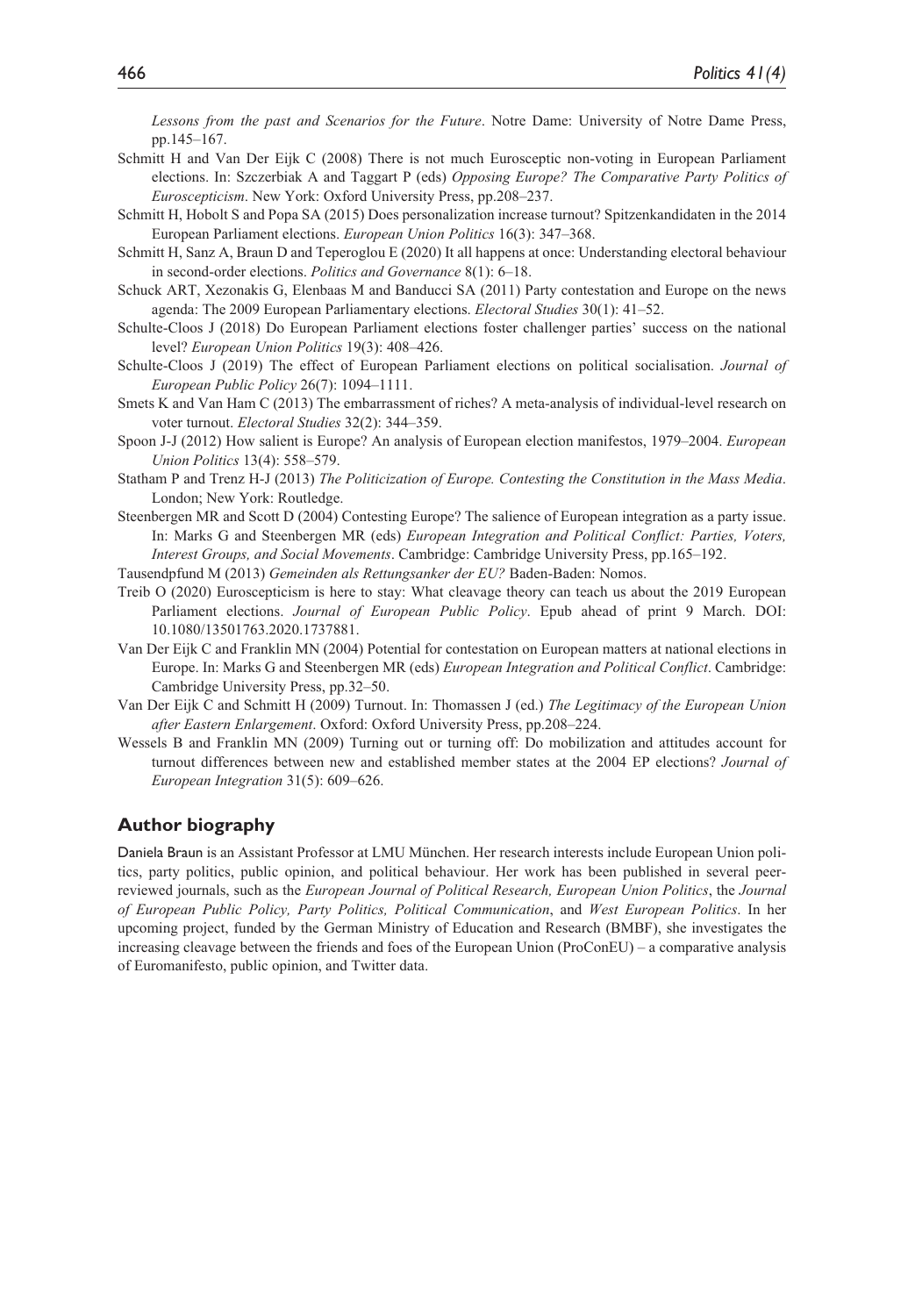*Lessons from the past and Scenarios for the Future*. Notre Dame: University of Notre Dame Press, pp.145–167.

Schmitt H and Van Der Eijk C (2008) There is not much Eurosceptic non-voting in European Parliament elections. In: Szczerbiak A and Taggart P (eds) *Opposing Europe? The Comparative Party Politics of Euroscepticism*. New York: Oxford University Press, pp.208–237.

Schmitt H, Hobolt S and Popa SA (2015) Does personalization increase turnout? Spitzenkandidaten in the 2014 European Parliament elections. *European Union Politics* 16(3): 347–368.

Schmitt H, Sanz A, Braun D and Teperoglou E (2020) It all happens at once: Understanding electoral behaviour in second-order elections. *Politics and Governance* 8(1): 6–18.

Schuck ART, Xezonakis G, Elenbaas M and Banducci SA (2011) Party contestation and Europe on the news agenda: The 2009 European Parliamentary elections. *Electoral Studies* 30(1): 41–52.

Schulte-Cloos J (2018) Do European Parliament elections foster challenger parties' success on the national level? *European Union Politics* 19(3): 408–426.

Schulte-Cloos J (2019) The effect of European Parliament elections on political socialisation. *Journal of European Public Policy* 26(7): 1094–1111.

Smets K and Van Ham C (2013) The embarrassment of riches? A meta-analysis of individual-level research on voter turnout. *Electoral Studies* 32(2): 344–359.

Spoon J-J (2012) How salient is Europe? An analysis of European election manifestos, 1979–2004. *European Union Politics* 13(4): 558–579.

Statham P and Trenz H-J (2013) *The Politicization of Europe. Contesting the Constitution in the Mass Media*. London; New York: Routledge.

Steenbergen MR and Scott D (2004) Contesting Europe? The salience of European integration as a party issue. In: Marks G and Steenbergen MR (eds) *European Integration and Political Conflict: Parties, Voters, Interest Groups, and Social Movements*. Cambridge: Cambridge University Press, pp.165–192.

Tausendpfund M (2013) *Gemeinden als Rettungsanker der EU?* Baden-Baden: Nomos.

Treib O (2020) Euroscepticism is here to stay: What cleavage theory can teach us about the 2019 European Parliament elections. *Journal of European Public Policy*. Epub ahead of print 9 March. DOI: 10.1080/13501763.2020.1737881.

Van Der Eijk C and Franklin MN (2004) Potential for contestation on European matters at national elections in Europe. In: Marks G and Steenbergen MR (eds) *European Integration and Political Conflict*. Cambridge: Cambridge University Press, pp.32–50.

Van Der Eijk C and Schmitt H (2009) Turnout. In: Thomassen J (ed.) *The Legitimacy of the European Union after Eastern Enlargement*. Oxford: Oxford University Press, pp.208–224.

Wessels B and Franklin MN (2009) Turning out or turning off: Do mobilization and attitudes account for turnout differences between new and established member states at the 2004 EP elections? *Journal of European Integration* 31(5): 609–626.

## Author biography

Daniela Braun is an Assistant Professor at LMU München. Her research interests include European Union politics, party politics, public opinion, and political behaviour. Her work has been published in several peer-reviewed journals, such as the *European Journal of Political Research, European Union Politics*, the *Journal of European Public Policy, Party Politics, Political Communication*, and *West European Politics*. In her upcoming project, funded by the German Ministry of Education and Research (BMBF), she investigates the increasing cleavage between the friends and foes of the European Union (ProConEU) – a comparative analysis of Euromanifesto, public opinion, and Twitter data.